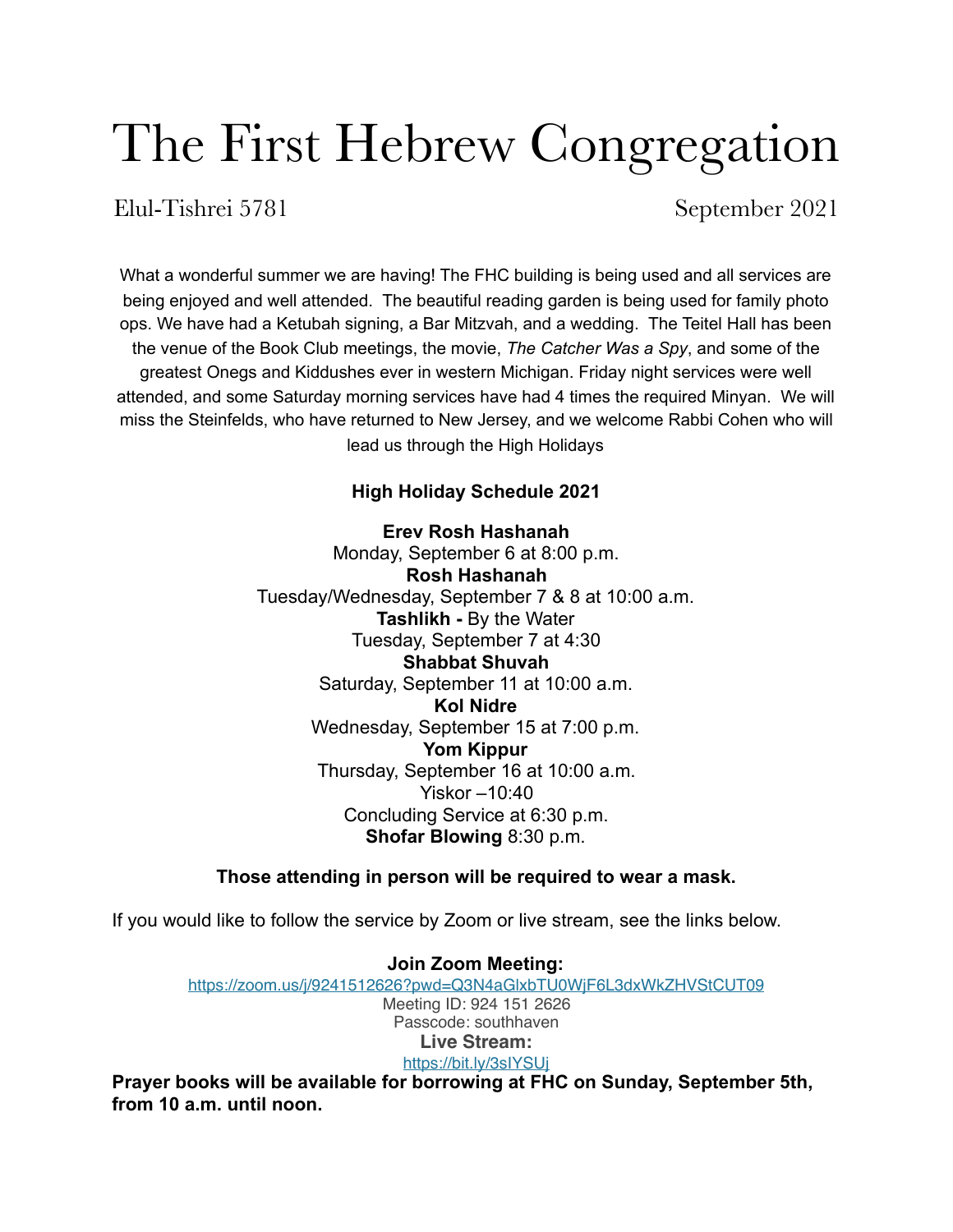# The First Hebrew Congregation

Elul-Tishrei 5781 September 2021

What a wonderful summer we are having! The FHC building is being used and all services are being enjoyed and well attended. The beautiful reading garden is being used for family photo ops. We have had a Ketubah signing, a Bar Mitzvah, and a wedding. The Teitel Hall has been the venue of the Book Club meetings, the movie, *The Catcher Was a Spy*, and some of the greatest Onegs and Kiddushes ever in western Michigan. Friday night services were well attended, and some Saturday morning services have had 4 times the required Minyan. We will miss the Steinfelds, who have returned to New Jersey, and we welcome Rabbi Cohen who will lead us through the High Holidays

**High Holiday Schedule 2021**

**Erev Rosh Hashanah**
Monday, September 6 at 8:00 p.m.
**Rosh Hashanah**
Tuesday/Wednesday, September 7 & 8 at 10:00 a.m.
**Tashlikh -** By the Water
Tuesday, September 7 at 4:30
**Shabbat Shuvah**
Saturday, September 11 at 10:00 a.m.
**Kol Nidre**
Wednesday, September 15 at 7:00 p.m.
**Yom Kippur**
Thursday, September 16 at 10:00 a.m.
Yiskor –10:40
Concluding Service at 6:30 p.m.
**Shofar Blowing** 8:30 p.m.

**Those attending in person will be required to wear a mask.**

If you would like to follow the service by Zoom or live stream, see the links below.

**Join Zoom Meeting:**
https://zoom.us/j/9241512626?pwd=Q3N4aGlxbTU0WjF6L3dxWkZHVStCUT09
Meeting ID: 924 151 2626
Passcode: southhaven
**Live Stream:**
https://bit.ly/3sIYSUj

**Prayer books will be available for borrowing at FHC on Sunday, September 5th, from 10 a.m. until noon.**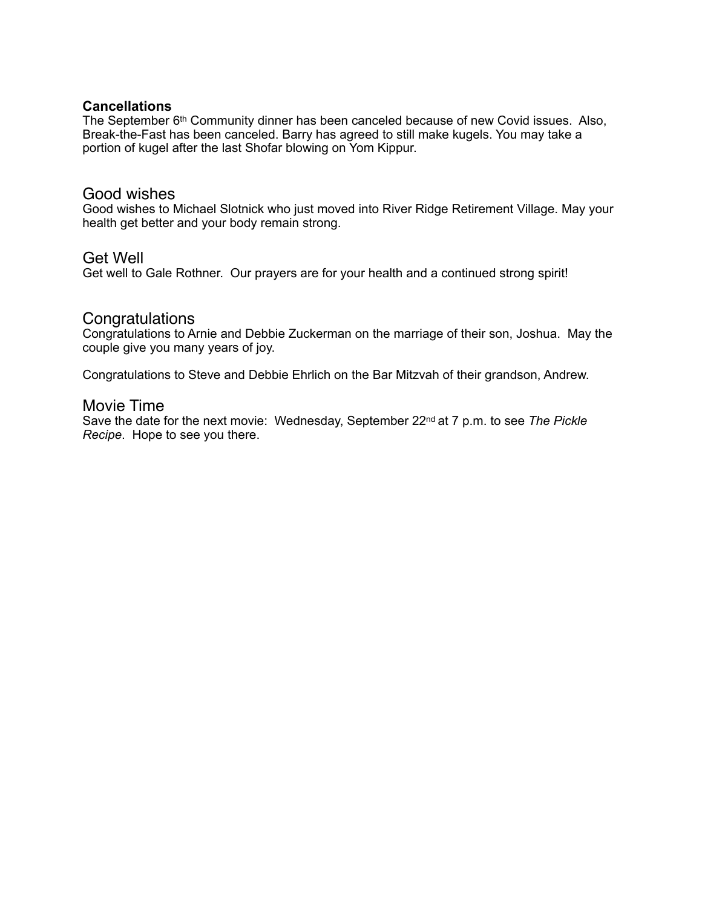**Cancellations**
The September 6th Community dinner has been canceled because of new Covid issues. Also, Break-the-Fast has been canceled. Barry has agreed to still make kugels. You may take a portion of kugel after the last Shofar blowing on Yom Kippur.

## Good wishes

Good wishes to Michael Slotnick who just moved into River Ridge Retirement Village. May your health get better and your body remain strong.

## Get Well

Get well to Gale Rothner. Our prayers are for your health and a continued strong spirit!

## Congratulations

Congratulations to Arnie and Debbie Zuckerman on the marriage of their son, Joshua. May the couple give you many years of joy.

Congratulations to Steve and Debbie Ehrlich on the Bar Mitzvah of their grandson, Andrew.

## Movie Time

Save the date for the next movie: Wednesday, September 22nd at 7 p.m. to see *The Pickle Recipe*. Hope to see you there.